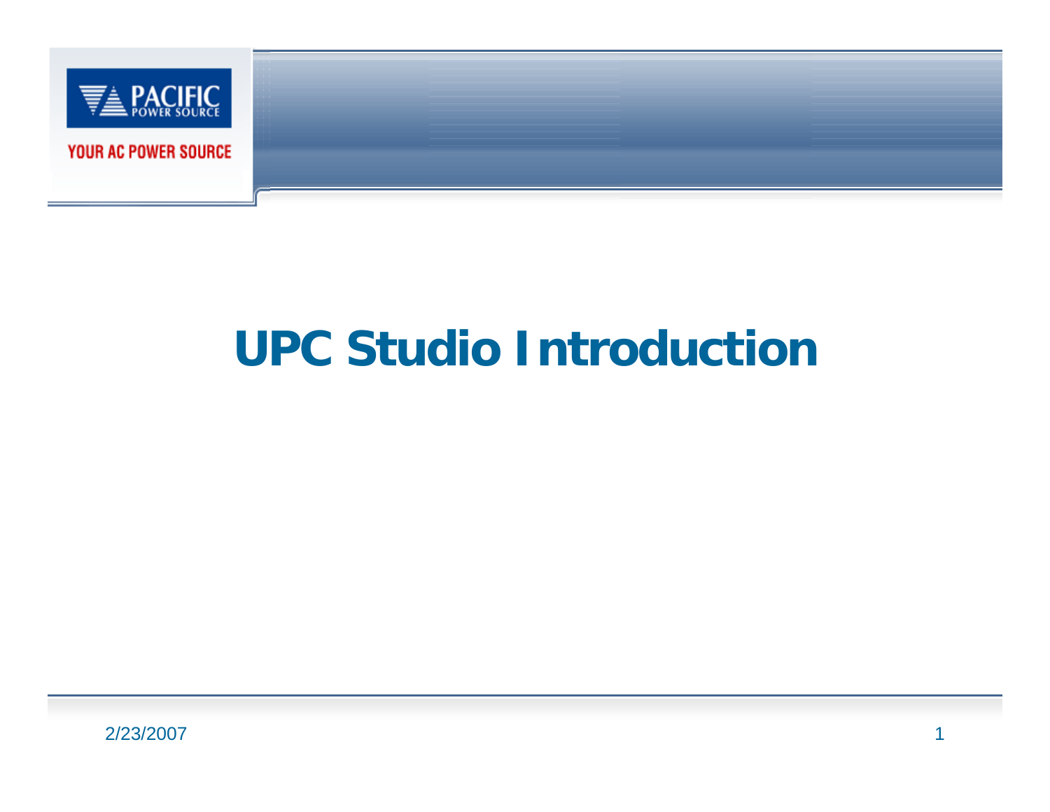PACIFIC POWER SOURCE

YOUR AC POWER SOURCE

# UPC Studio Introduction

2/23/2007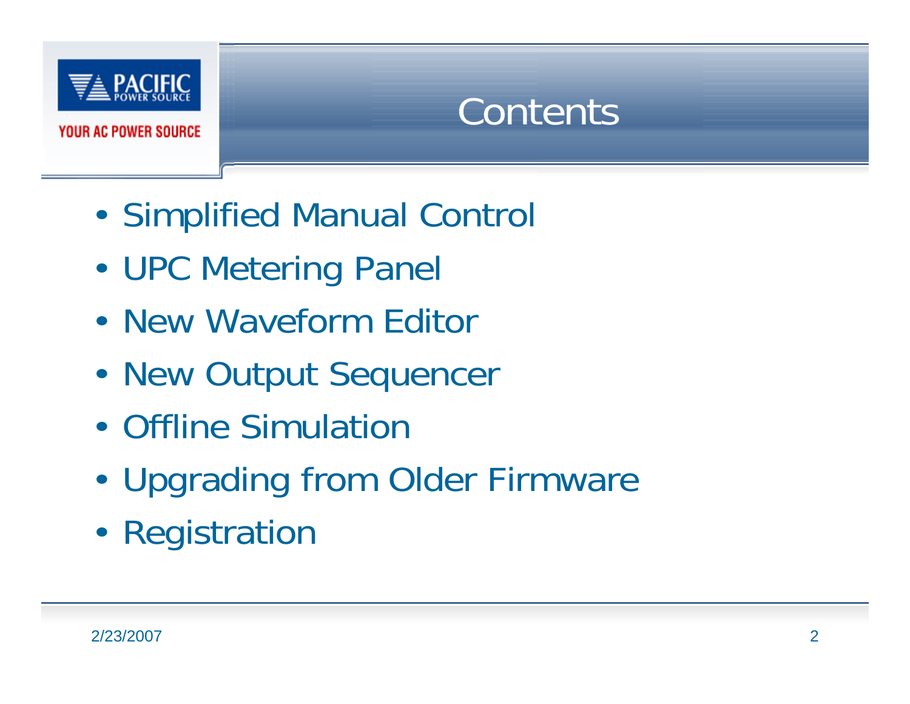# Contents

- Simplified Manual Control
- UPC Metering Panel
- New Waveform Editor
- New Output Sequencer
- Offline Simulation
- Upgrading from Older Firmware
- Registration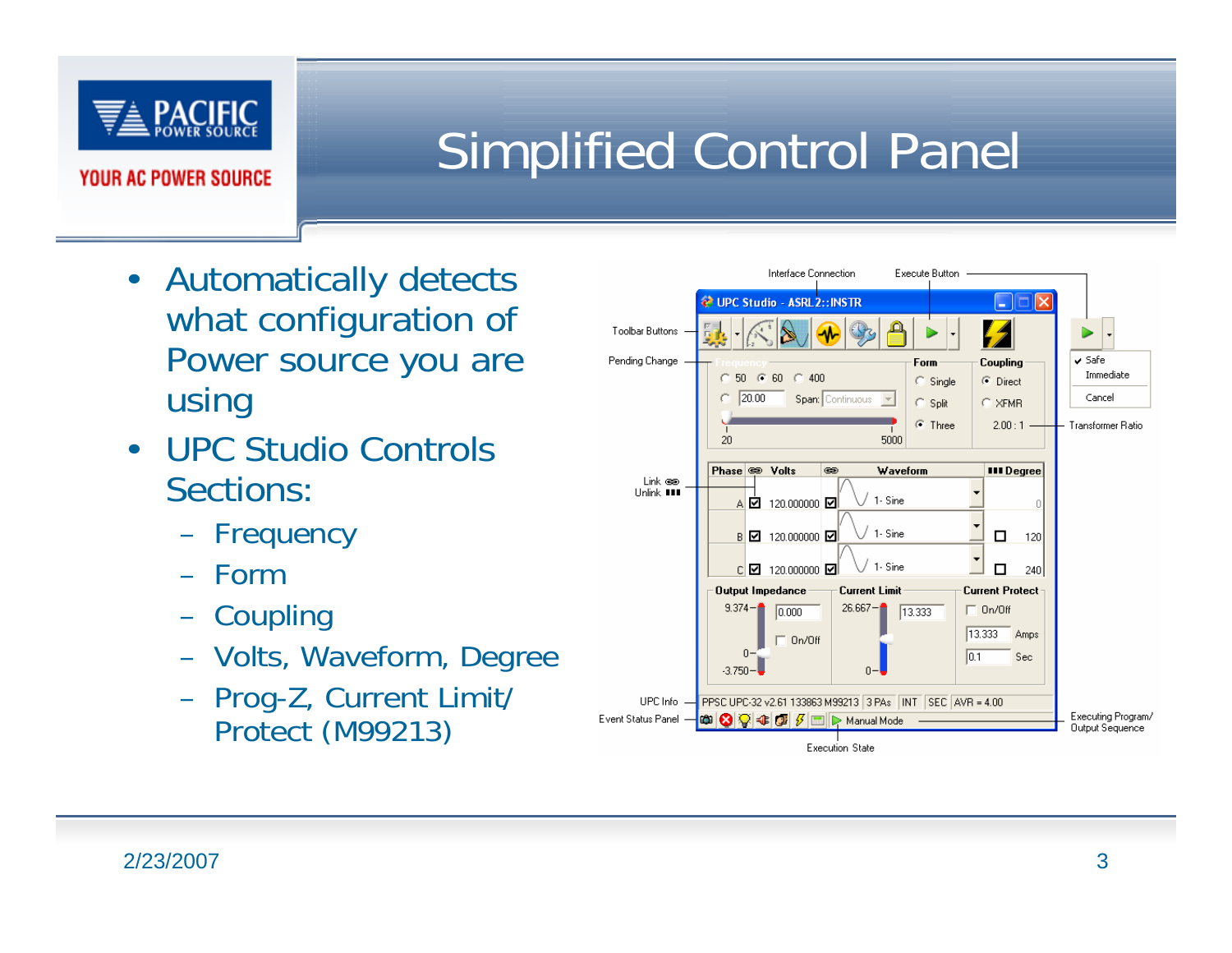# Simplified Control Panel

- Automatically detects what configuration of Power source you are using
- UPC Studio Controls Sections:
  - Frequency
  - Form
  - Coupling
  - Volts, Waveform, Degree
  - Prog-Z, Current Limit/ Protect (M99213)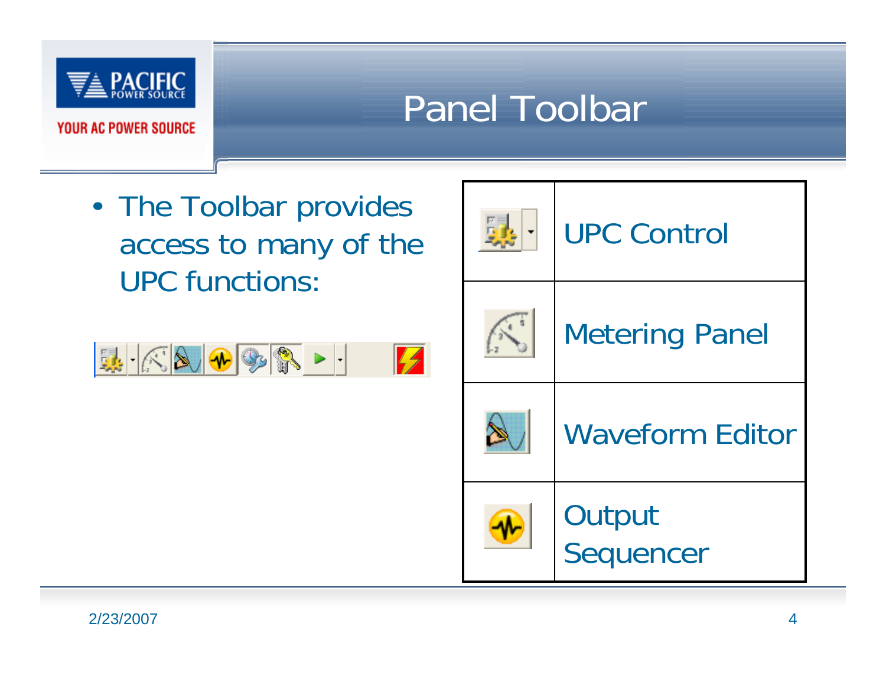# Panel Toolbar

- The Toolbar provides access to many of the UPC functions:

| | |
|---|---|
| | UPC Control |
| | Metering Panel |
| | Waveform Editor |
| | Output Sequencer |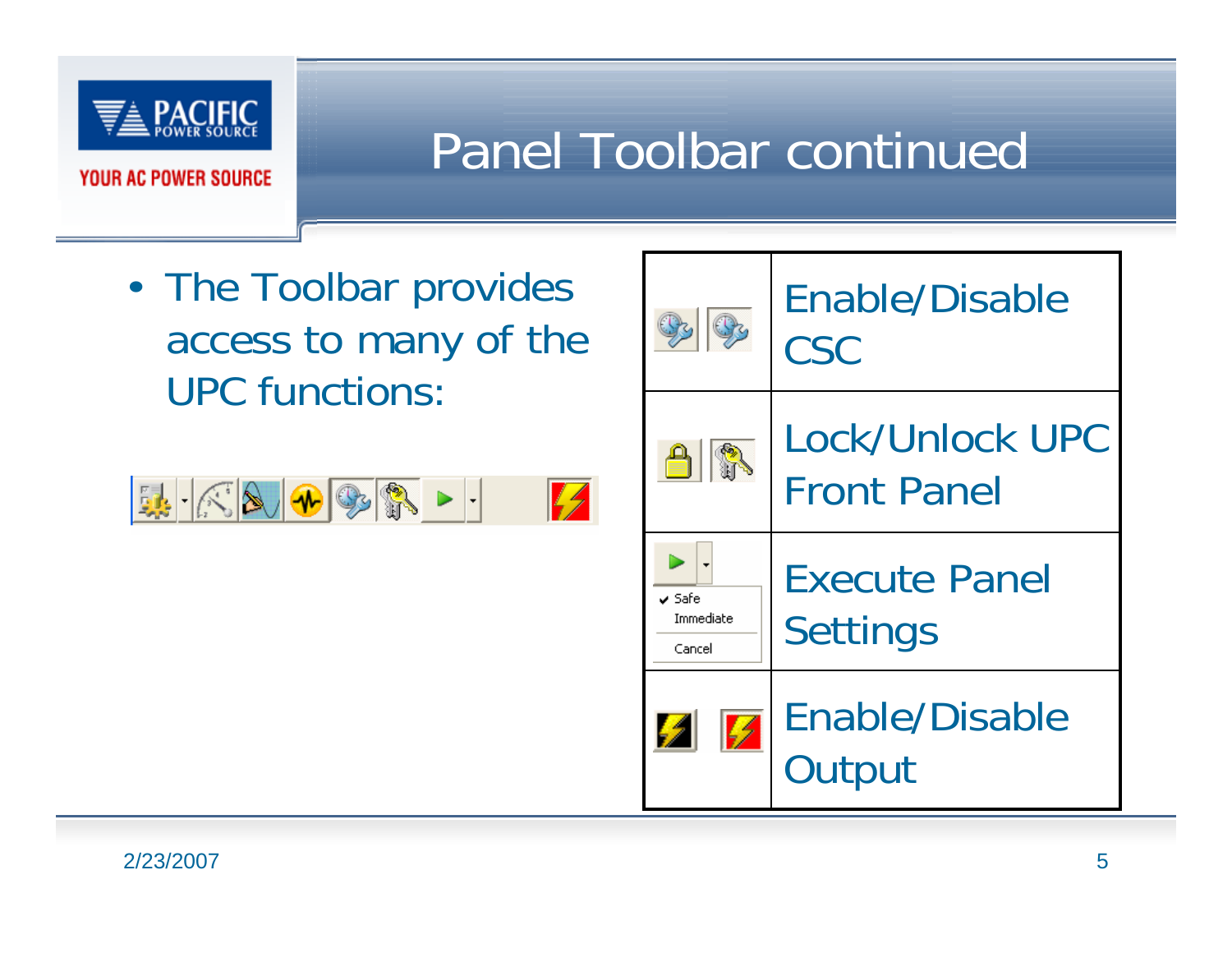# Panel Toolbar continued

- The Toolbar provides access to many of the UPC functions:

| Icon | Function |
|---|---|
| | Enable/Disable CSC |
| | Lock/Unlock UPC Front Panel |
| Safe<br>Immediate<br>Cancel | Execute Panel Settings |
| | Enable/Disable Output |

2/23/2007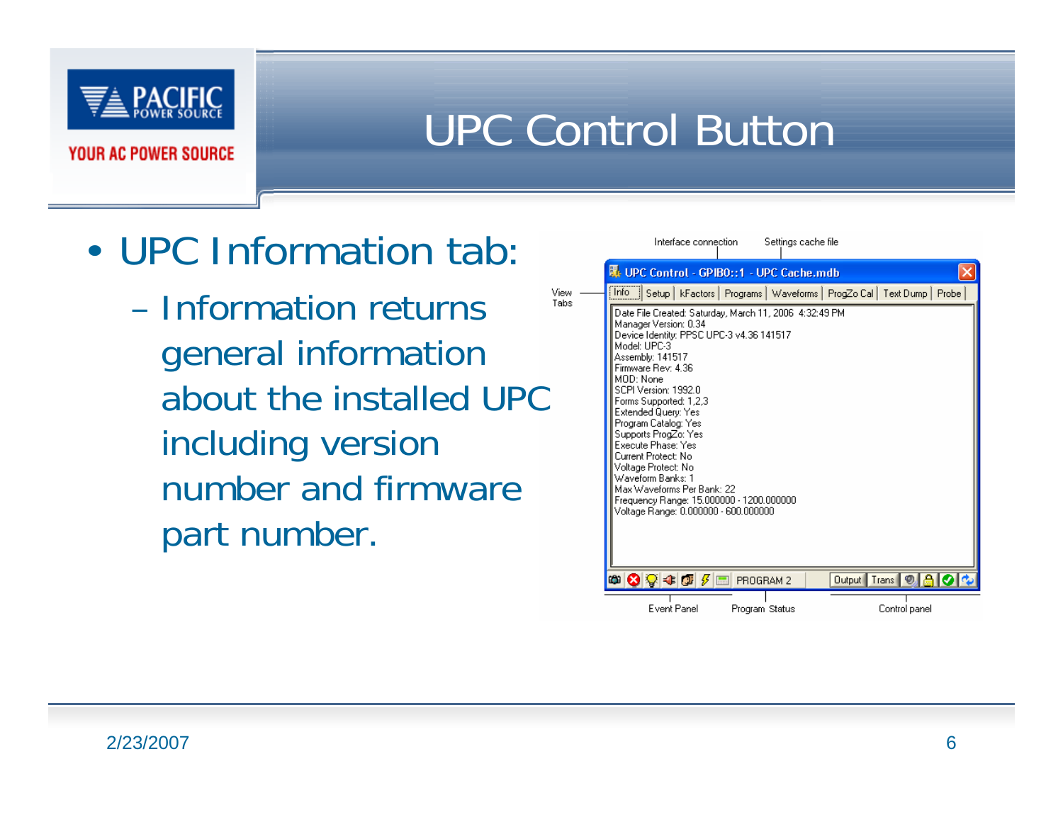# UPC Control Button

- UPC Information tab:
  - Information returns general information about the installed UPC including version number and firmware part number.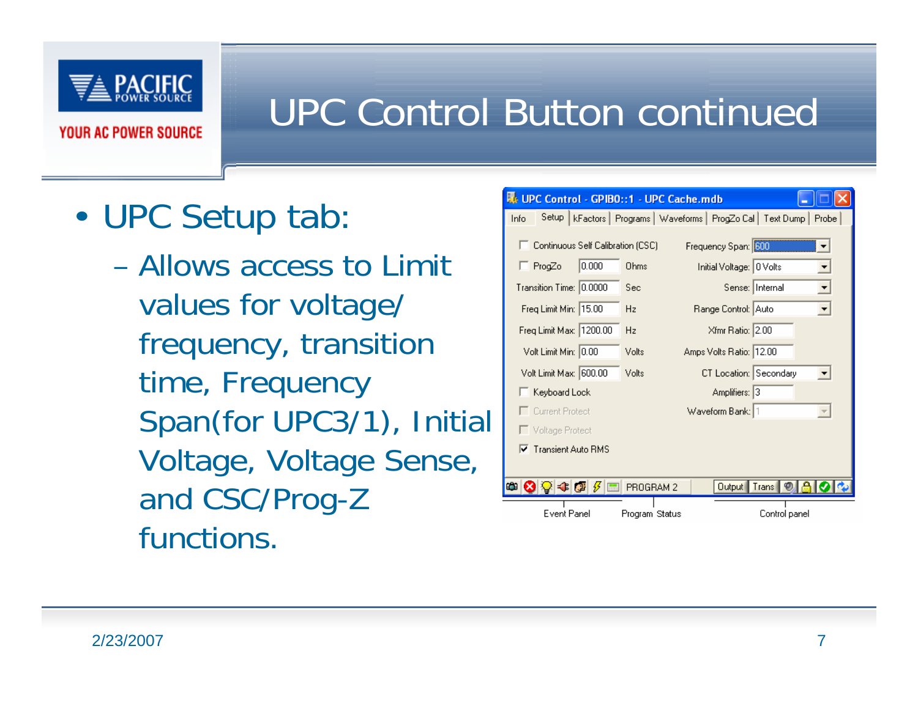# UPC Control Button continued

- UPC Setup tab:
  - Allows access to Limit values for voltage/ frequency, transition time, Frequency Span(for UPC3/1), Initial Voltage, Voltage Sense, and CSC/Prog-Z functions.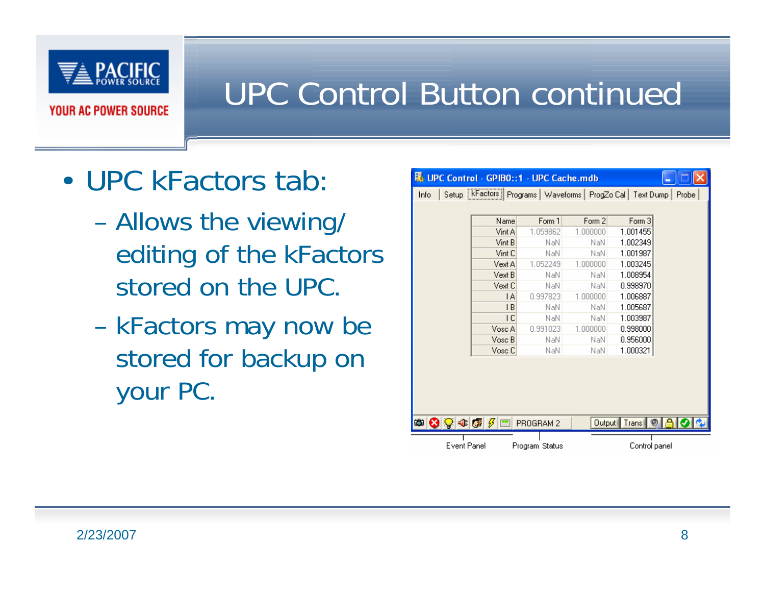# UPC Control Button continued

- UPC kFactors tab:
  - Allows the viewing/ editing of the kFactors stored on the UPC.
  - kFactors may now be stored for backup on your PC.

UPC Control - GPIB0::1 - UPC Cache.mdb

Info | Setup | kFactors | Programs | Waveforms | ProgZo Cal | Text Dump | Probe

| Name | Form 1 | Form 2 | Form 3 |
|---|---|---|---|
| Vint A | 1.059862 | 1.000000 | 1.001455 |
| Vint B | NaN | NaN | 1.002349 |
| Vint C | NaN | NaN | 1.001987 |
| Vext A | 1.052249 | 1.000000 | 1.003245 |
| Vext B | NaN | NaN | 1.008954 |
| Vext C | NaN | NaN | 0.998970 |
| I A | 0.997823 | 1.000000 | 1.006887 |
| I B | NaN | NaN | 1.005687 |
| I C | NaN | NaN | 1.003987 |
| Vosc A | 0.991023 | 1.000000 | 0.998000 |
| Vosc B | NaN | NaN | 0.956000 |
| Vosc C | NaN | NaN | 1.000321 |

PROGRAM 2 | Output | Trans

Event Panel | Program Status | Control panel

2/23/2007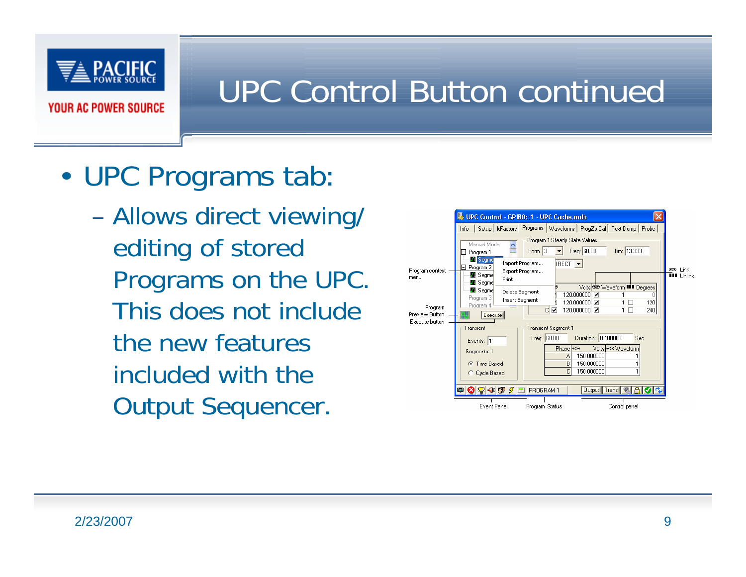# UPC Control Button continued

- UPC Programs tab:
  - Allows direct viewing/ editing of stored Programs on the UPC. This does not include the new features included with the Output Sequencer.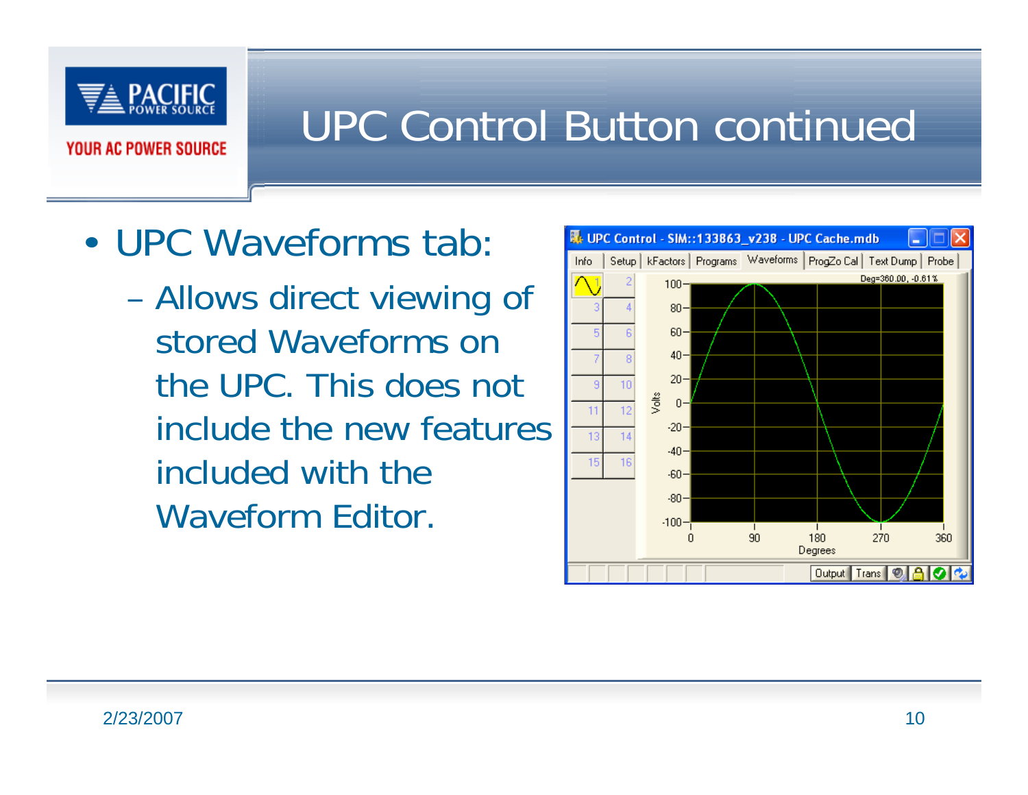# UPC Control Button continued

- UPC Waveforms tab:
  - Allows direct viewing of stored Waveforms on the UPC. This does not include the new features included with the Waveform Editor.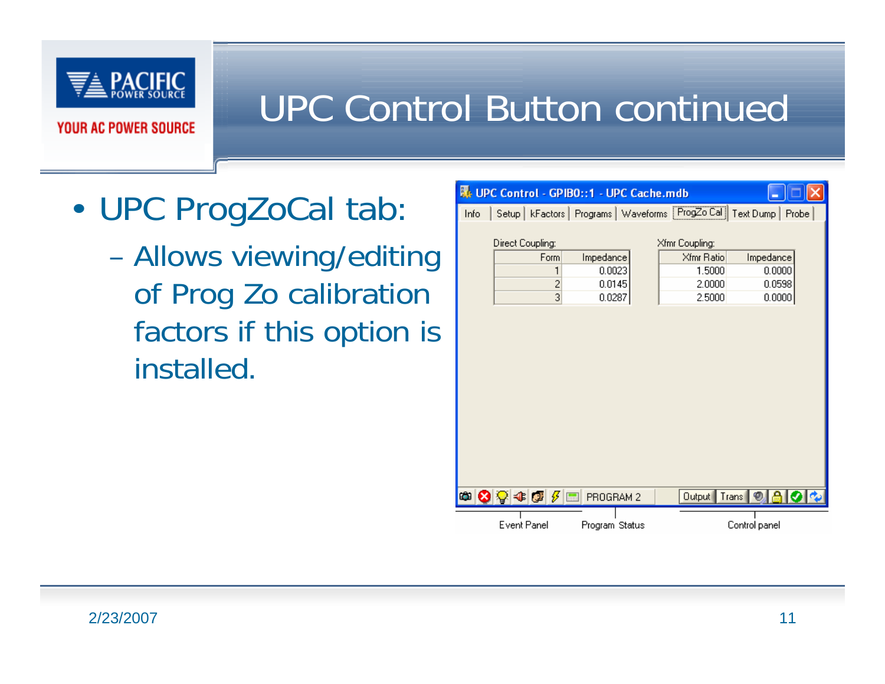# UPC Control Button continued

- UPC ProgZoCal tab:
  - Allows viewing/editing of Prog Zo calibration factors if this option is installed.

UPC Control - GPIB0::1 - UPC Cache.mdb

Info | Setup | kFactors | Programs | Waveforms | ProgZo Cal | Text Dump | Probe

Direct Coupling:

| Form | Impedance |
|---|---|
| 1 | 0.0023 |
| 2 | 0.0145 |
| 3 | 0.0287 |

Xfmr Coupling:

| Xfmr Ratio | Impedance |
|---|---|
| 1.5000 | 0.0000 |
| 2.0000 | 0.0598 |
| 2.5000 | 0.0000 |

PROGRAM 2 | Output | Trans

Event Panel | Program Status | Control panel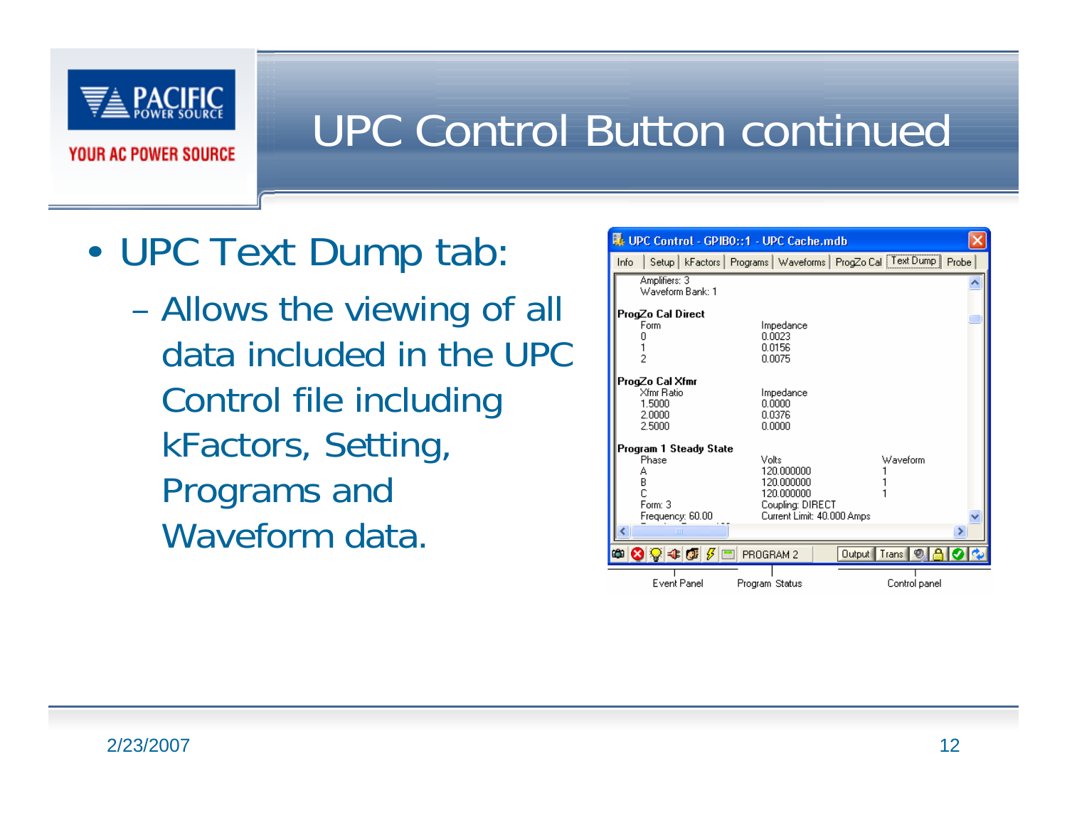# UPC Control Button continued

- UPC Text Dump tab:
  - Allows the viewing of all data included in the UPC Control file including kFactors, Setting, Programs and Waveform data.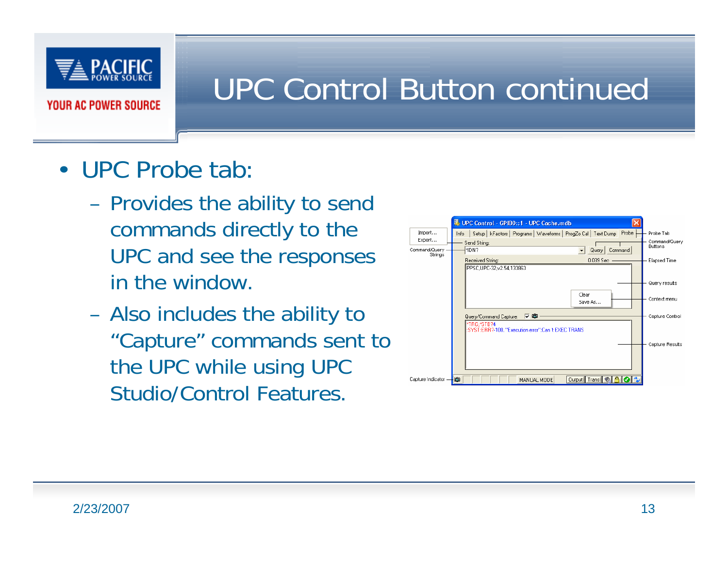# UPC Control Button continued

- UPC Probe tab:
  - Provides the ability to send commands directly to the UPC and see the responses in the window.
  - Also includes the ability to "Capture" commands sent to the UPC while using UPC Studio/Control Features.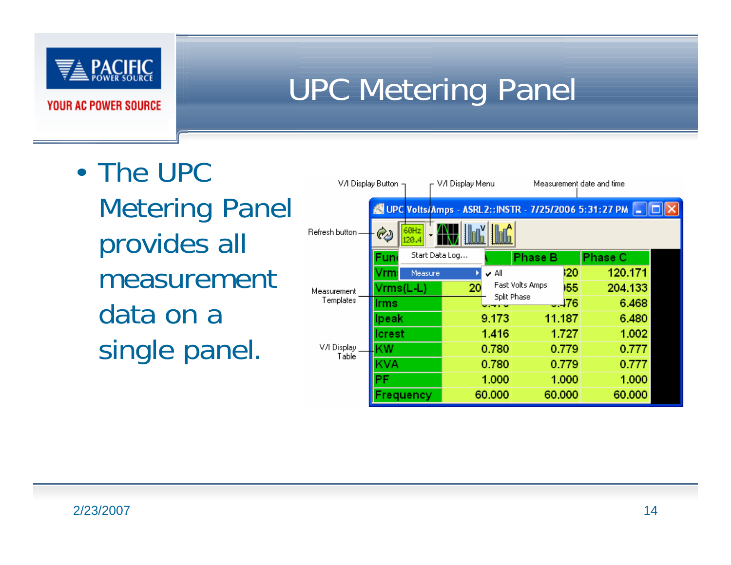# UPC Metering Panel

- The UPC Metering Panel provides all measurement data on a single panel.

V/I Display Button — V/I Display Menu — Measurement date and time

Refresh button

Measurement Templates

V/I Display Table

UPC Volts/Amps - ASRL2::INSTR - 7/25/2006 5:31:27 PM

Start Data Log...

Measure ▸ ✔ All / Fast Volts Amps / Split Phase

| Func | A | Phase B | Phase C |
|---|---|---|---|
| Vrms | | 120 | 120.171 |
| Vrms(L-L) | 20 | 55 | 204.133 |
| Irms | | 76 | 6.468 |
| Ipeak | 9.173 | 11.187 | 6.480 |
| Icrest | 1.416 | 1.727 | 1.002 |
| KW | 0.780 | 0.779 | 0.777 |
| KVA | 0.780 | 0.779 | 0.777 |
| PF | 1.000 | 1.000 | 1.000 |
| Frequency | 60.000 | 60.000 | 60.000 |

2/23/2007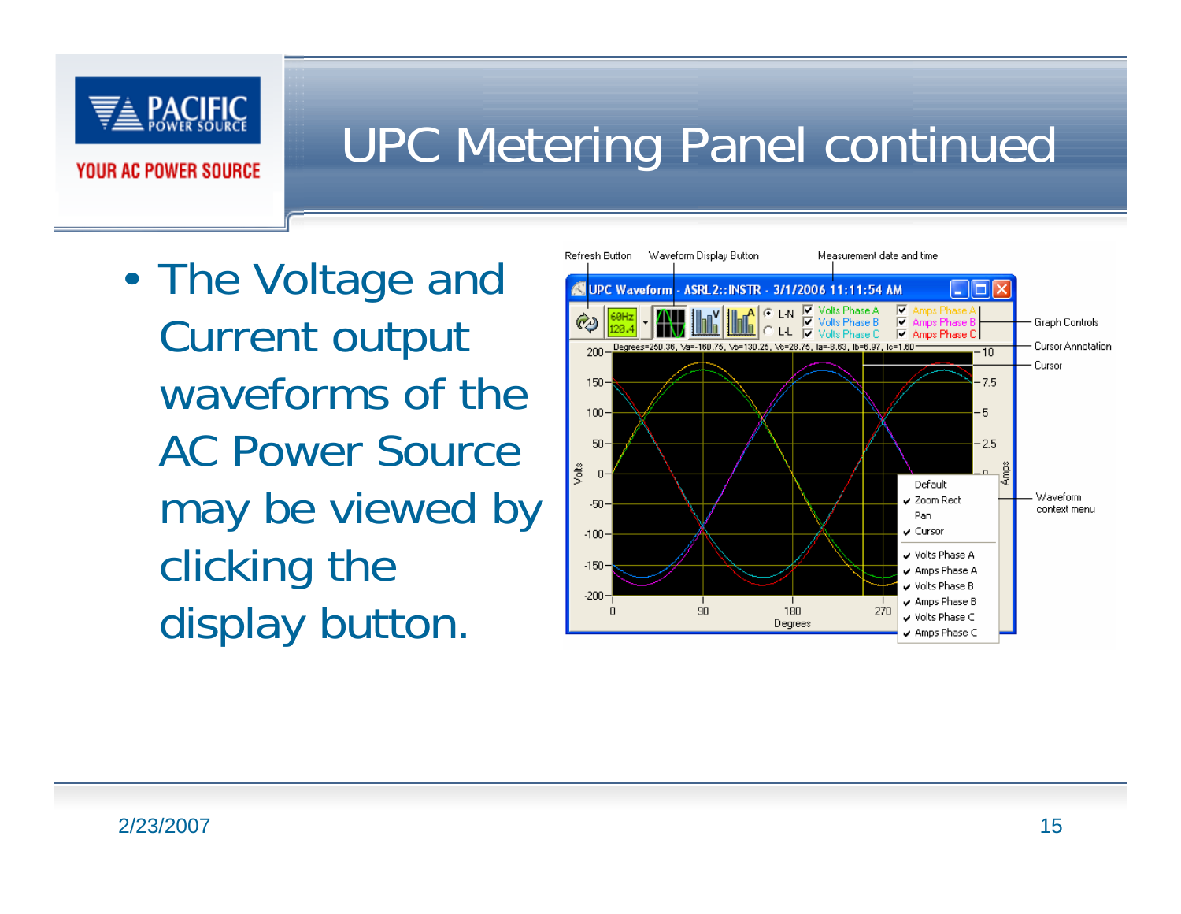# UPC Metering Panel continued

- The Voltage and Current output waveforms of the AC Power Source may be viewed by clicking the display button.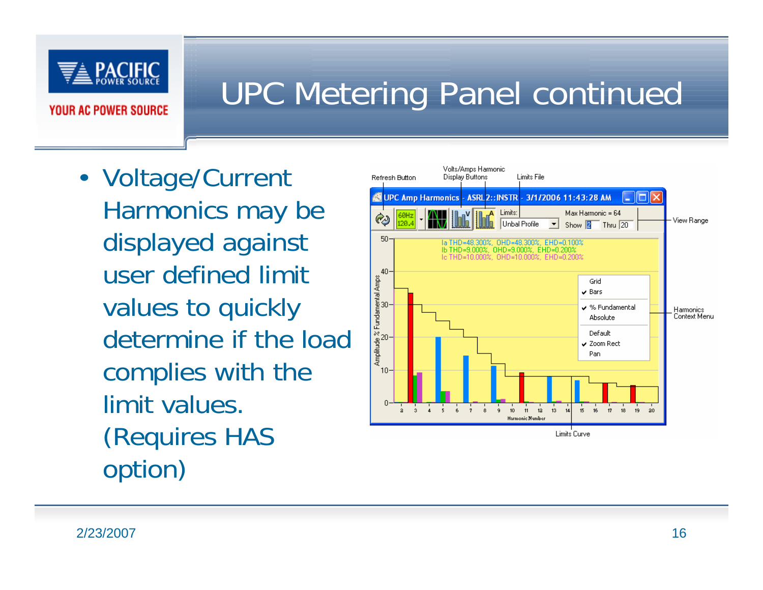# UPC Metering Panel continued

- Voltage/Current Harmonics may be displayed against user defined limit values to quickly determine if the load complies with the limit values. (Requires HAS option)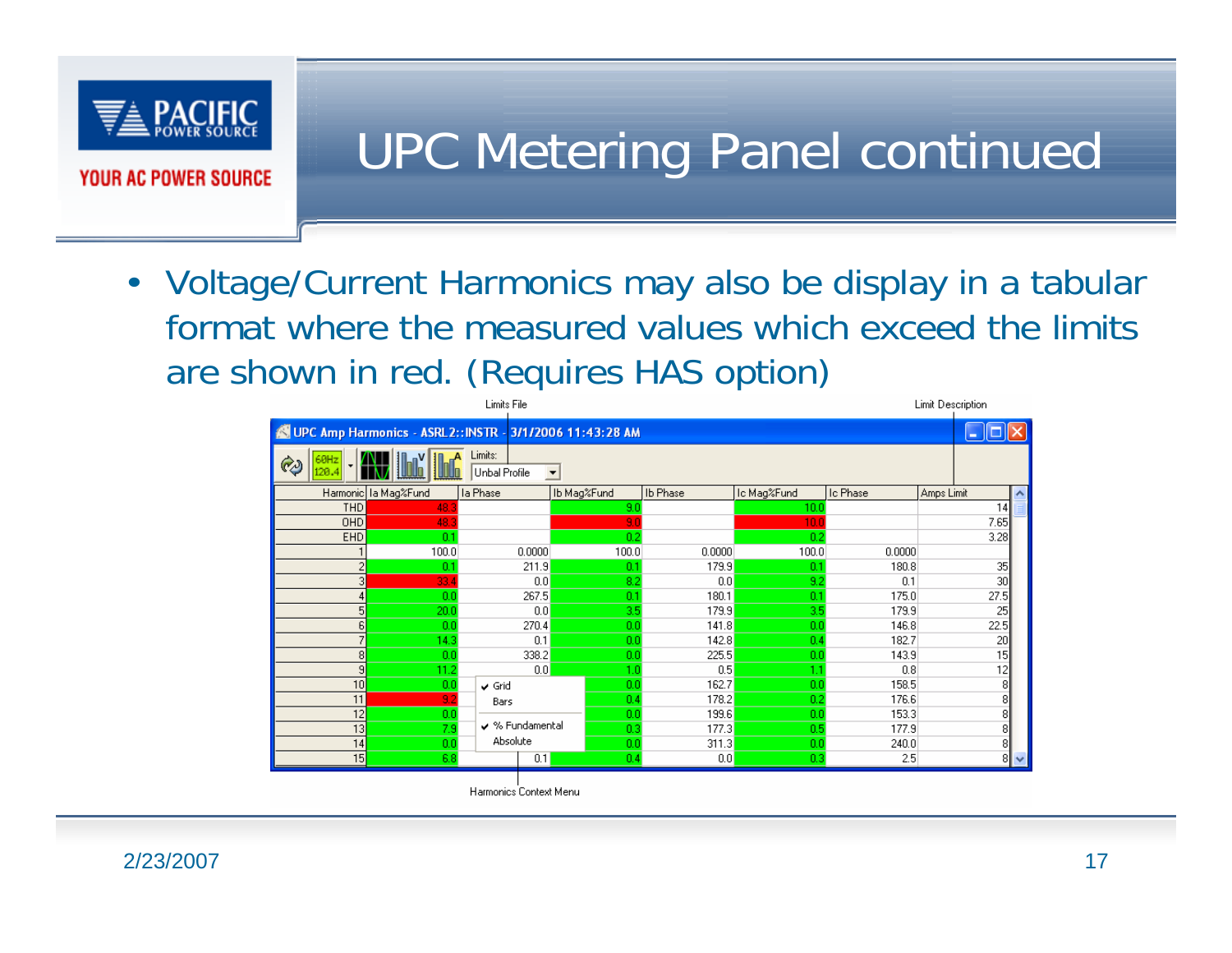# UPC Metering Panel continued

- Voltage/Current Harmonics may also be display in a tabular format where the measured values which exceed the limits are shown in red. (Requires HAS option)

Limits File

Limit Description

UPC Amp Harmonics - ASRL2::INSTR - 3/1/2006 11:43:28 AM

Limits: Unbal Profile

| Harmonic | Ia Mag%Fund | Ia Phase | Ib Mag%Fund | Ib Phase | Ic Mag%Fund | Ic Phase | Amps Limit |
|---|---|---|---|---|---|---|---|
| THD | 48.3 | | 9.0 | | 10.0 | | 14 |
| OHD | 48.3 | | 9.0 | | 10.0 | | 7.65 |
| EHD | 0.1 | | 0.2 | | 0.2 | | 3.28 |
| 1 | 100.0 | 0.0000 | 100.0 | 0.0000 | 100.0 | 0.0000 | |
| 2 | 0.1 | 211.9 | 0.1 | 179.9 | 0.1 | 180.8 | 35 |
| 3 | 33.4 | 0.0 | 8.2 | 0.0 | 9.2 | 0.1 | 30 |
| 4 | 0.0 | 267.5 | 0.1 | 180.1 | 0.1 | 175.0 | 27.5 |
| 5 | 20.0 | 0.0 | 3.5 | 179.9 | 3.5 | 179.9 | 25 |
| 6 | 0.0 | 270.4 | 0.0 | 141.8 | 0.0 | 146.8 | 22.5 |
| 7 | 14.3 | 0.1 | 0.0 | 142.8 | 0.4 | 182.7 | 20 |
| 8 | 0.0 | 338.2 | 0.0 | 225.5 | 0.0 | 143.9 | 15 |
| 9 | 11.2 | 0.0 | 1.0 | 0.5 | 1.1 | 0.8 | 12 |
| 10 | 0.0 | | 0.0 | 162.7 | 0.0 | 158.5 | 8 |
| 11 | 9.2 | | 0.4 | 178.2 | 0.2 | 176.6 | 8 |
| 12 | 0.0 | | 0.0 | 199.6 | 0.0 | 153.3 | 8 |
| 13 | 7.9 | | 0.3 | 177.3 | 0.5 | 177.9 | 8 |
| 14 | 0.0 | | 0.0 | 311.3 | 0.0 | 240.0 | 8 |
| 15 | 6.8 | 0.1 | 0.4 | 0.0 | 0.3 | 2.5 | 8 |

Context menu: ✔ Grid, Bars, ✔ % Fundamental, Absolute

Harmonics Context Menu

2/23/2007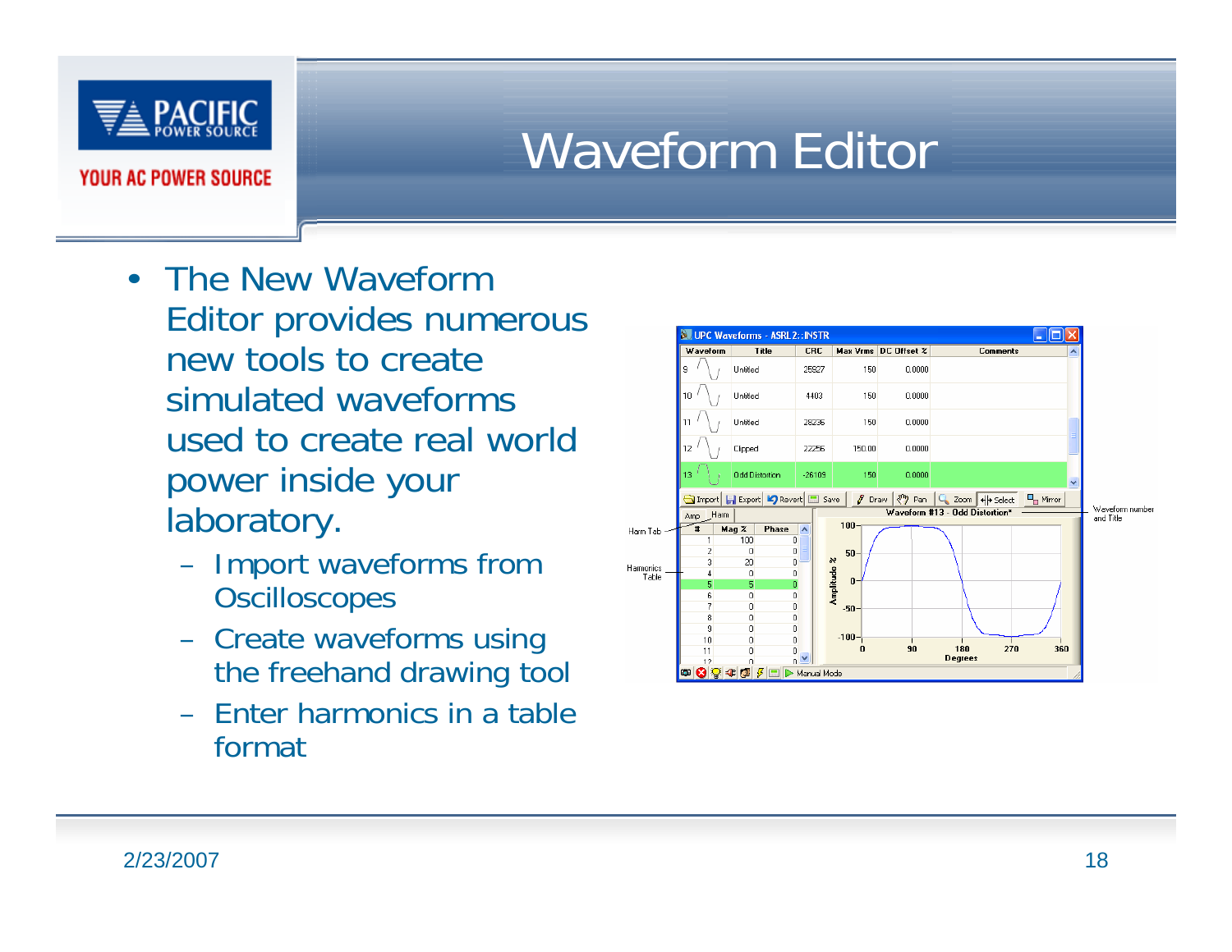# Waveform Editor

- The New Waveform Editor provides numerous new tools to create simulated waveforms used to create real world power inside your laboratory.
  - Import waveforms from Oscilloscopes
  - Create waveforms using the freehand drawing tool
  - Enter harmonics in a table format

2/23/2007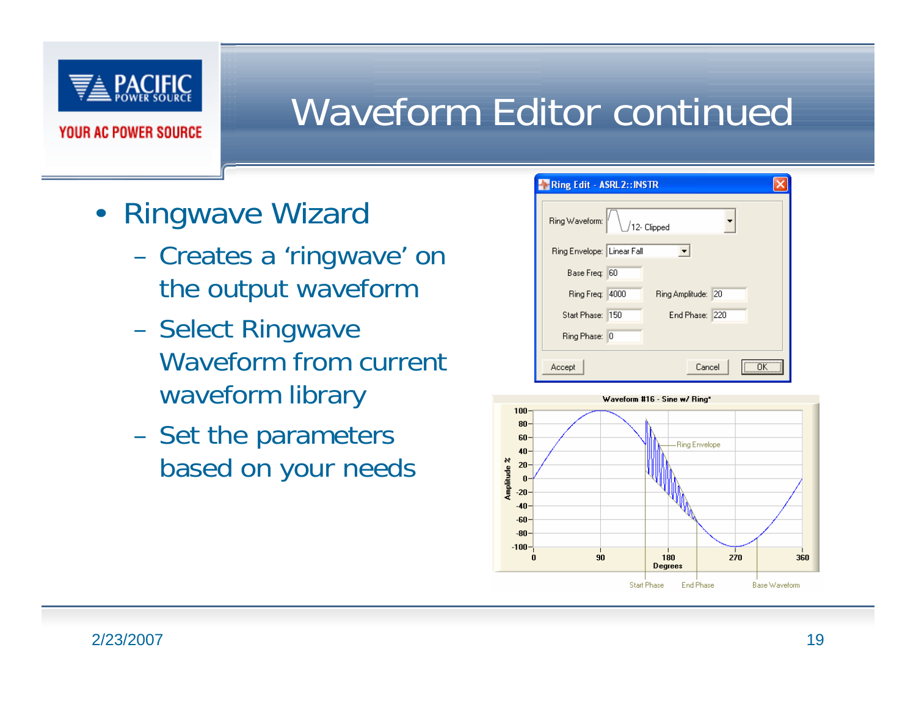# Waveform Editor continued

- Ringwave Wizard
  - Creates a 'ringwave' on the output waveform
  - Select Ringwave Waveform from current waveform library
  - Set the parameters based on your needs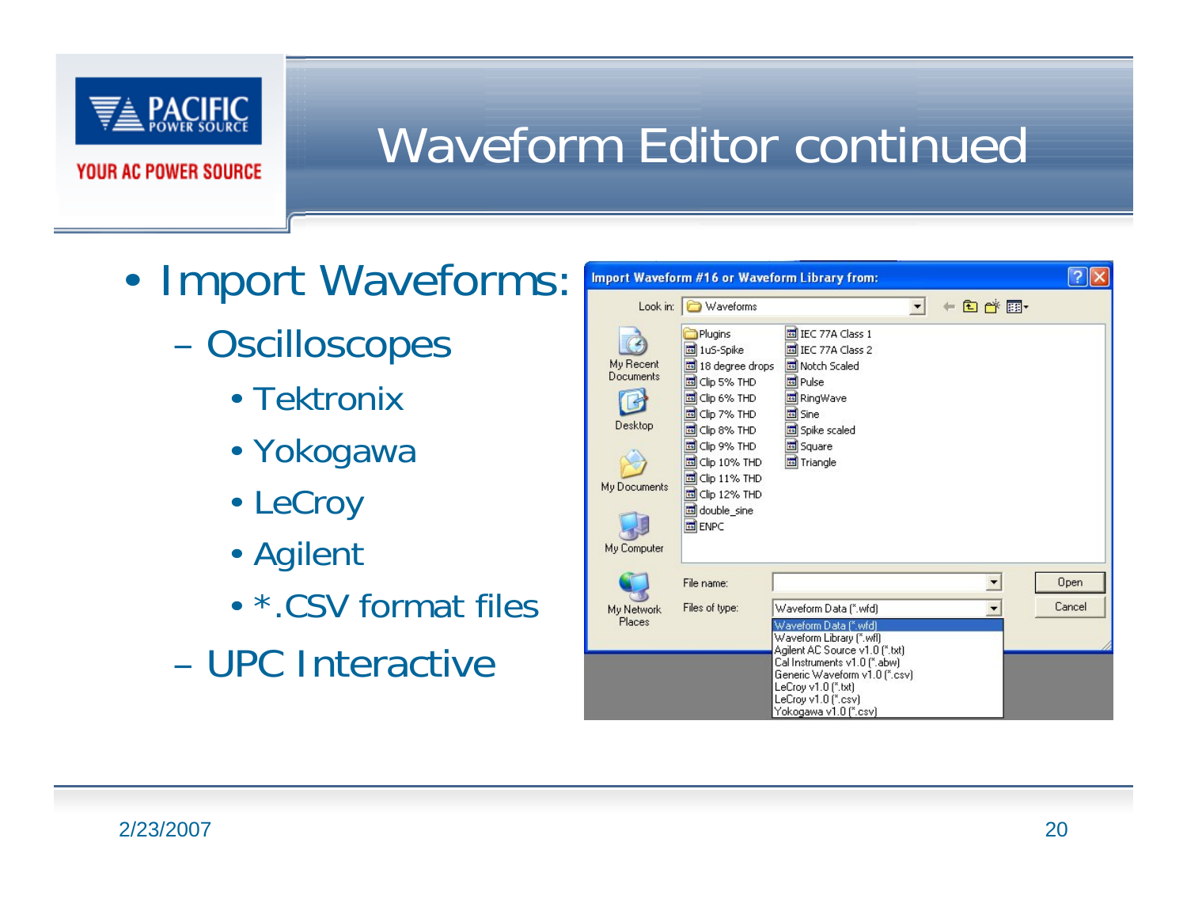# Waveform Editor continued

- Import Waveforms:
  - Oscilloscopes
    - Tektronix
    - Yokogawa
    - LeCroy
    - Agilent
    - *.CSV format files
  - UPC Interactive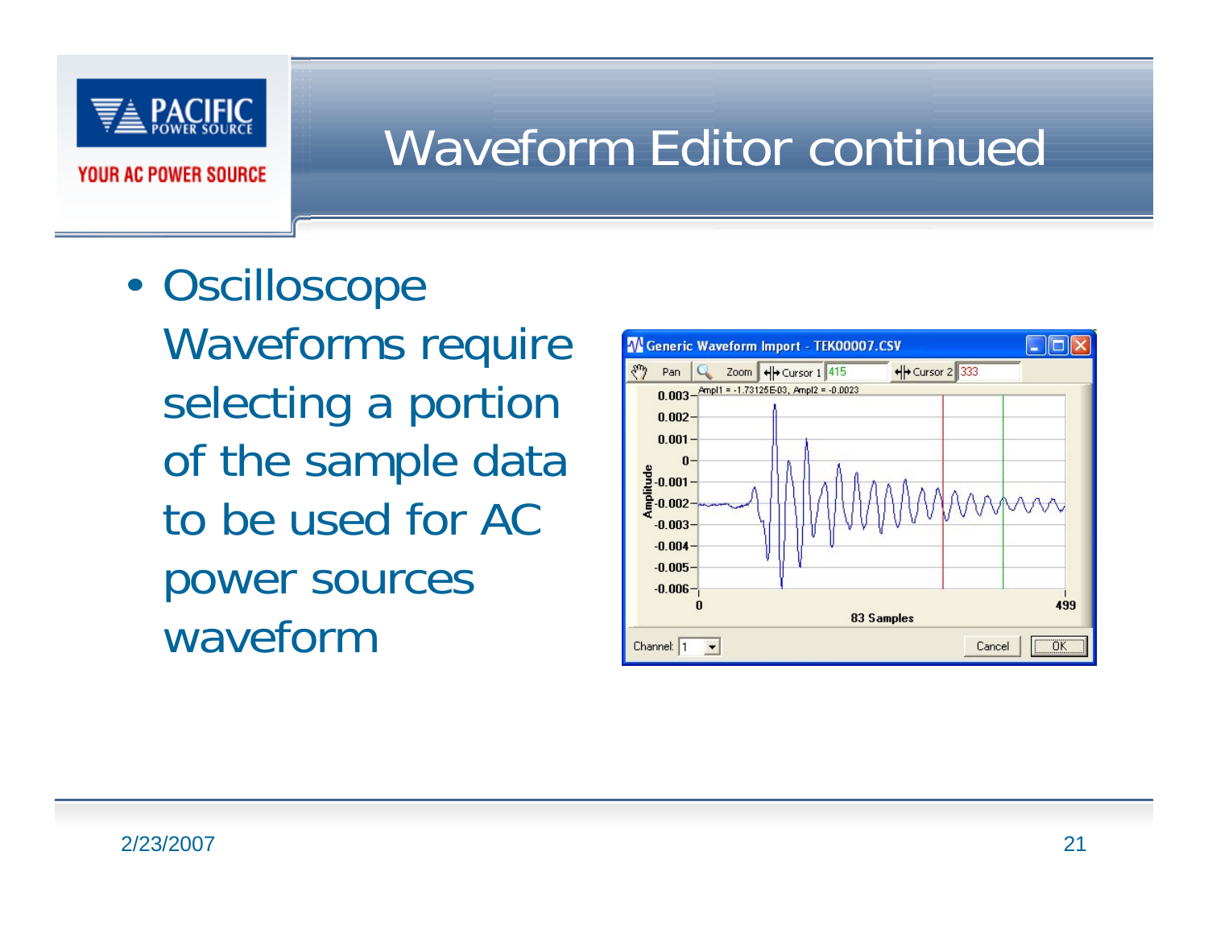# Waveform Editor continued

- Oscilloscope Waveforms require selecting a portion of the sample data to be used for AC power sources waveform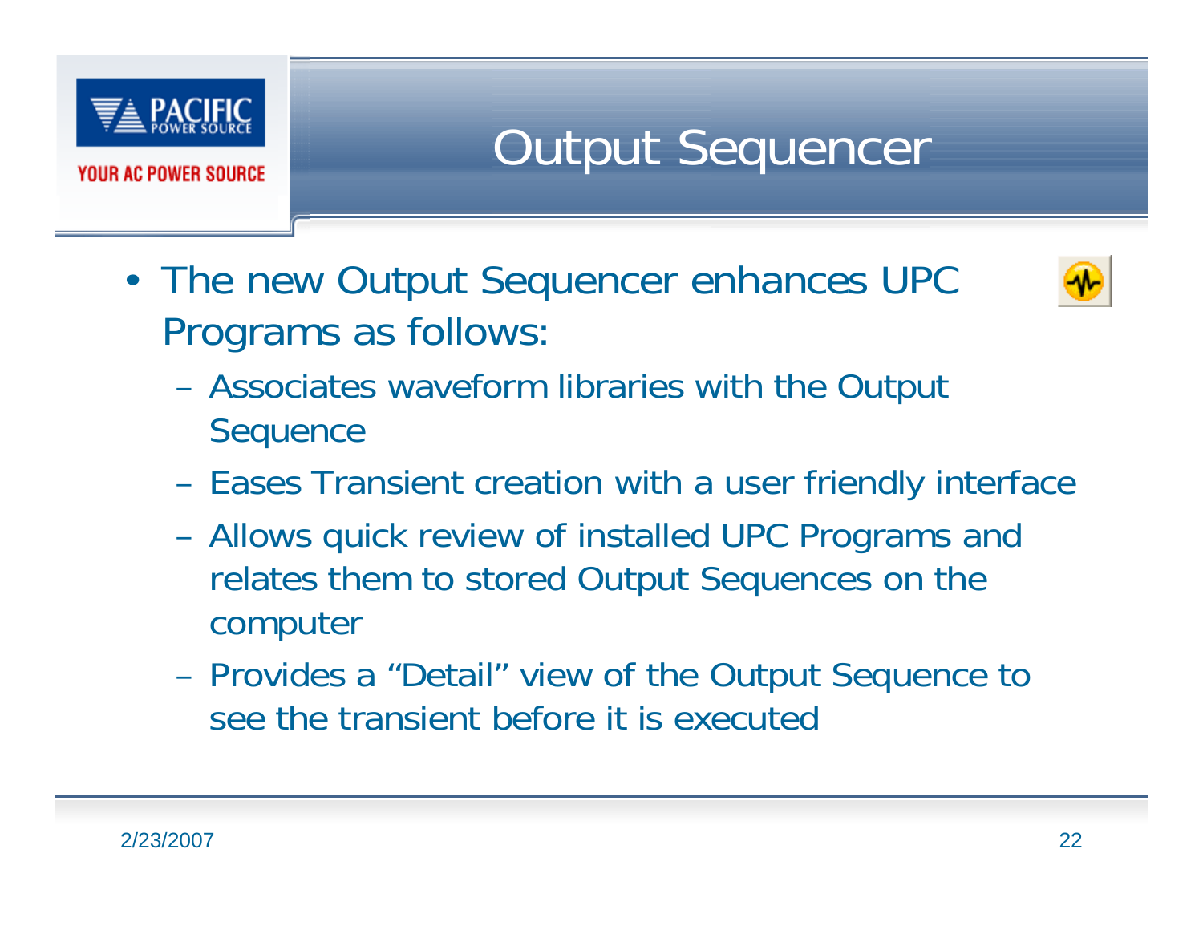# Output Sequencer

- The new Output Sequencer enhances UPC Programs as follows:
  - Associates waveform libraries with the Output Sequence
  - Eases Transient creation with a user friendly interface
  - Allows quick review of installed UPC Programs and relates them to stored Output Sequences on the computer
  - Provides a “Detail” view of the Output Sequence to see the transient before it is executed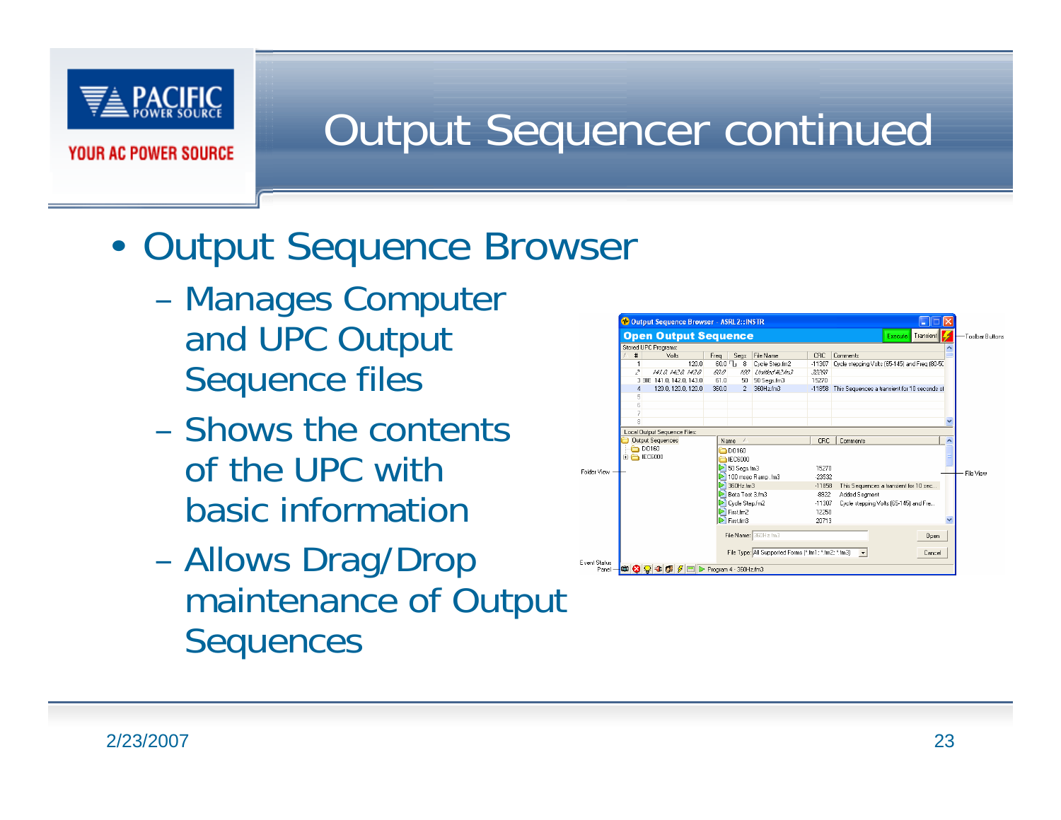# Output Sequencer continued

- Output Sequence Browser
  - Manages Computer and UPC Output Sequence files
  - Shows the contents of the UPC with basic information
  - Allows Drag/Drop maintenance of Output Sequences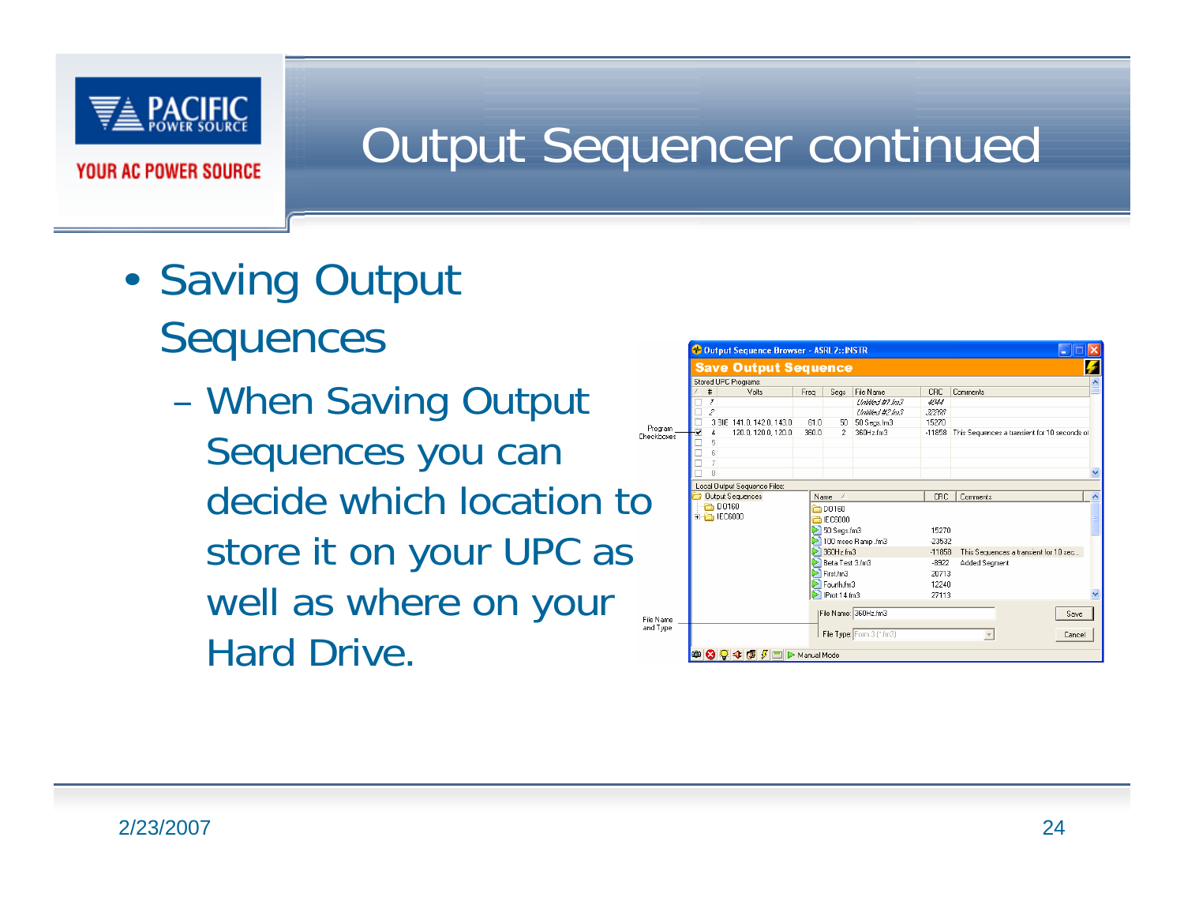# Output Sequencer continued

- Saving Output Sequences
  - When Saving Output Sequences you can decide which location to store it on your UPC as well as where on your Hard Drive.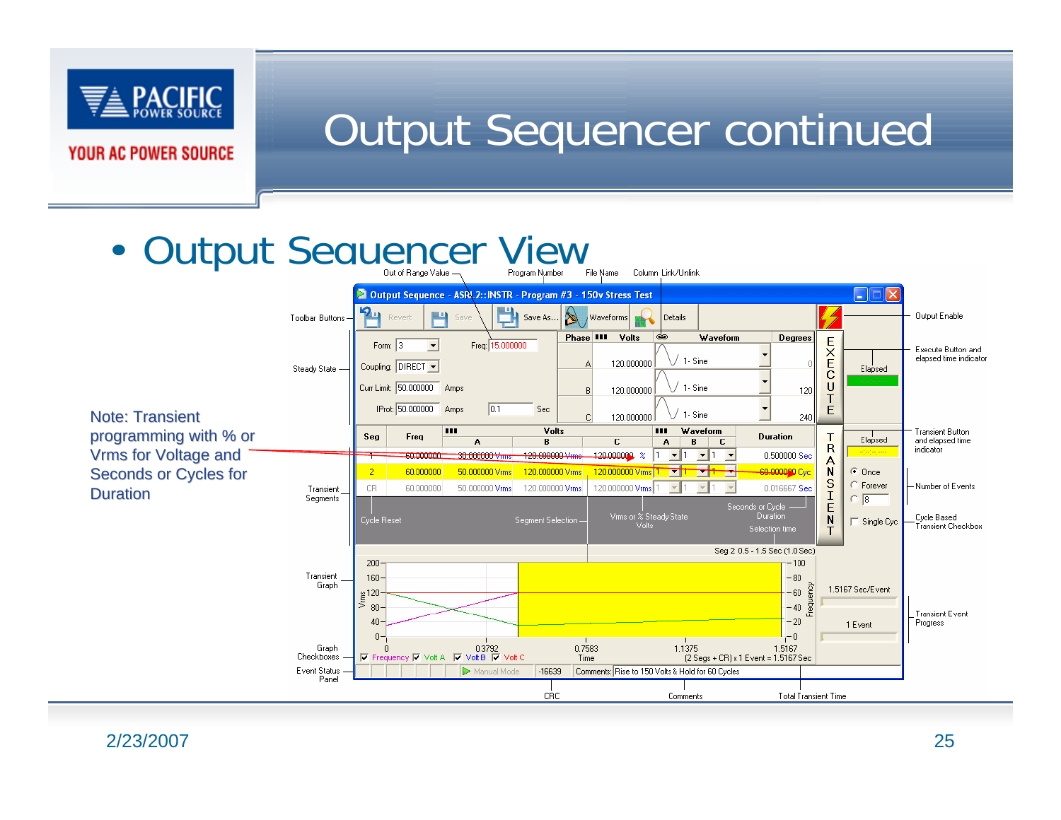# Output Sequencer continued

- Output Sequencer View

Note: Transient programming with % or Vrms for Voltage and Seconds or Cycles for Duration

Out of Range Value | Program Number | File Name | Column Link/Unlink

Toolbar Buttons | Steady State | Transient Segments | Transient Graph | Graph Checkboxes | Event Status Panel

Output Enable | Execute Button and elapsed time indicator | Transient Button and elapsed time indicator | Number of Events | Cycle Based Transient Checkbox | Transient Event Progress

Cycle Reset | Segment Selection | Vrms or % Steady State Volts | Seconds or Cycle Duration Selection time

CRC | Comments | Total Transient Time

2/23/2007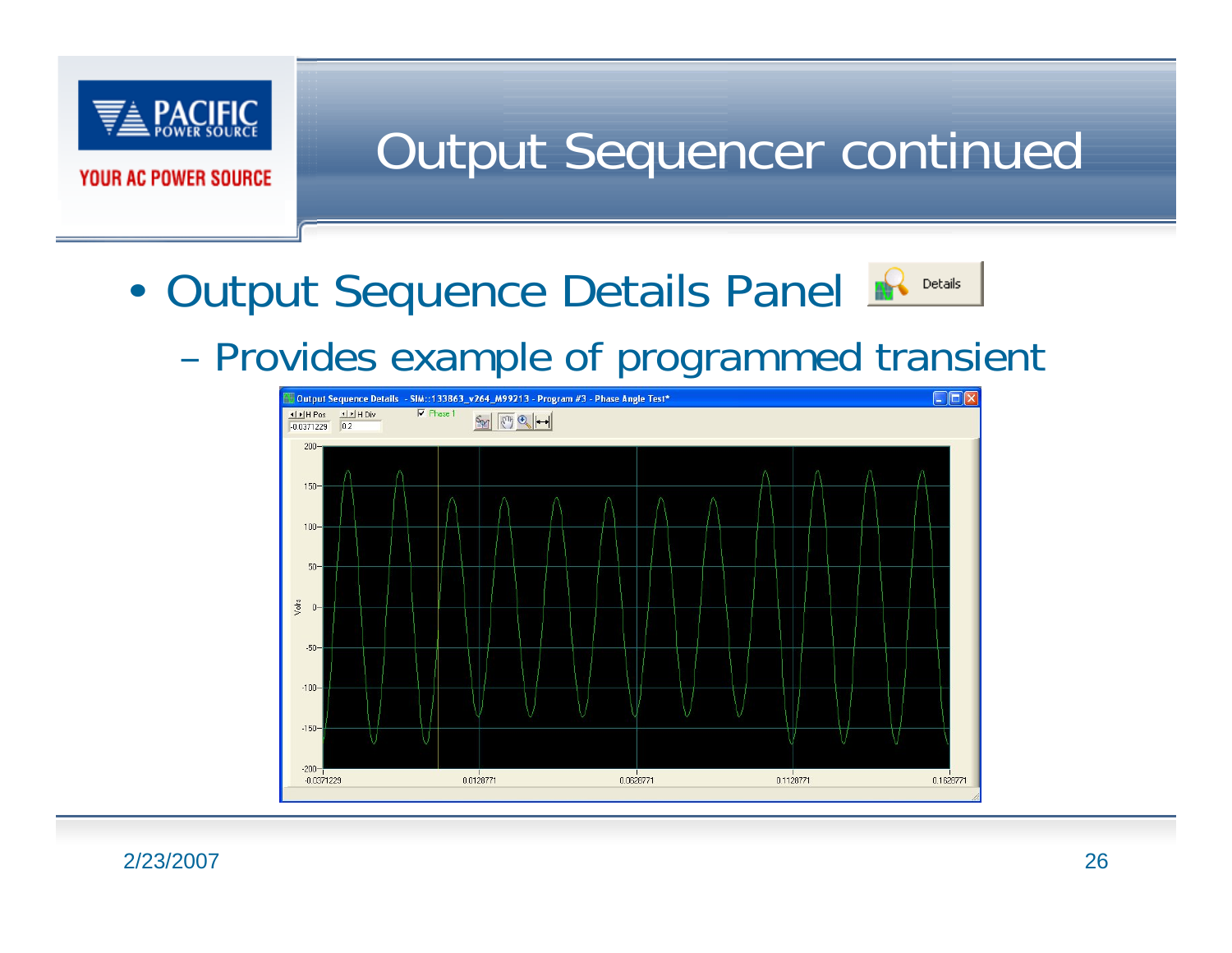# Output Sequencer continued

- Output Sequence Details Panel
  - Provides example of programmed transient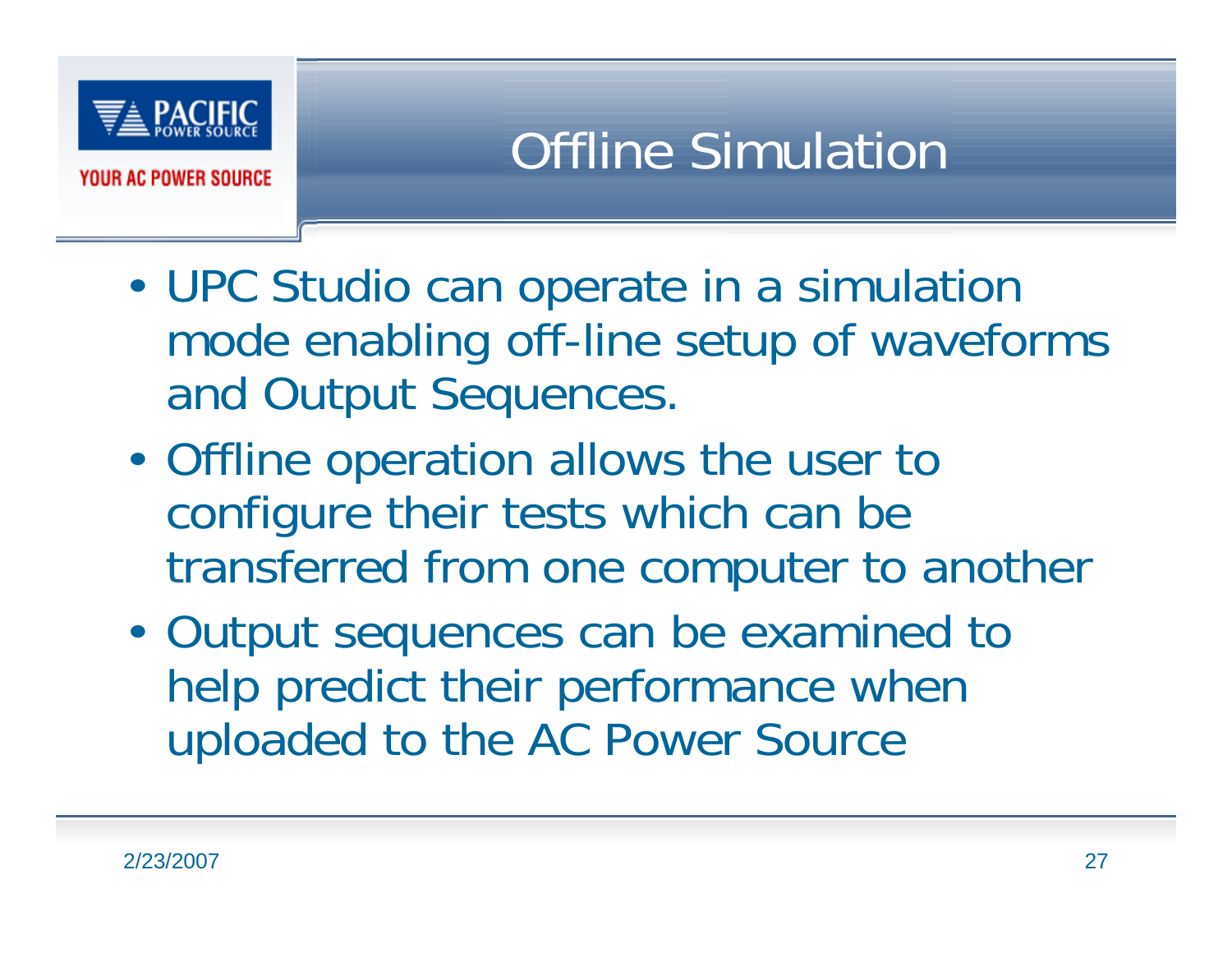# Offline Simulation

- UPC Studio can operate in a simulation mode enabling off-line setup of waveforms and Output Sequences.
- Offline operation allows the user to configure their tests which can be transferred from one computer to another
- Output sequences can be examined to help predict their performance when uploaded to the AC Power Source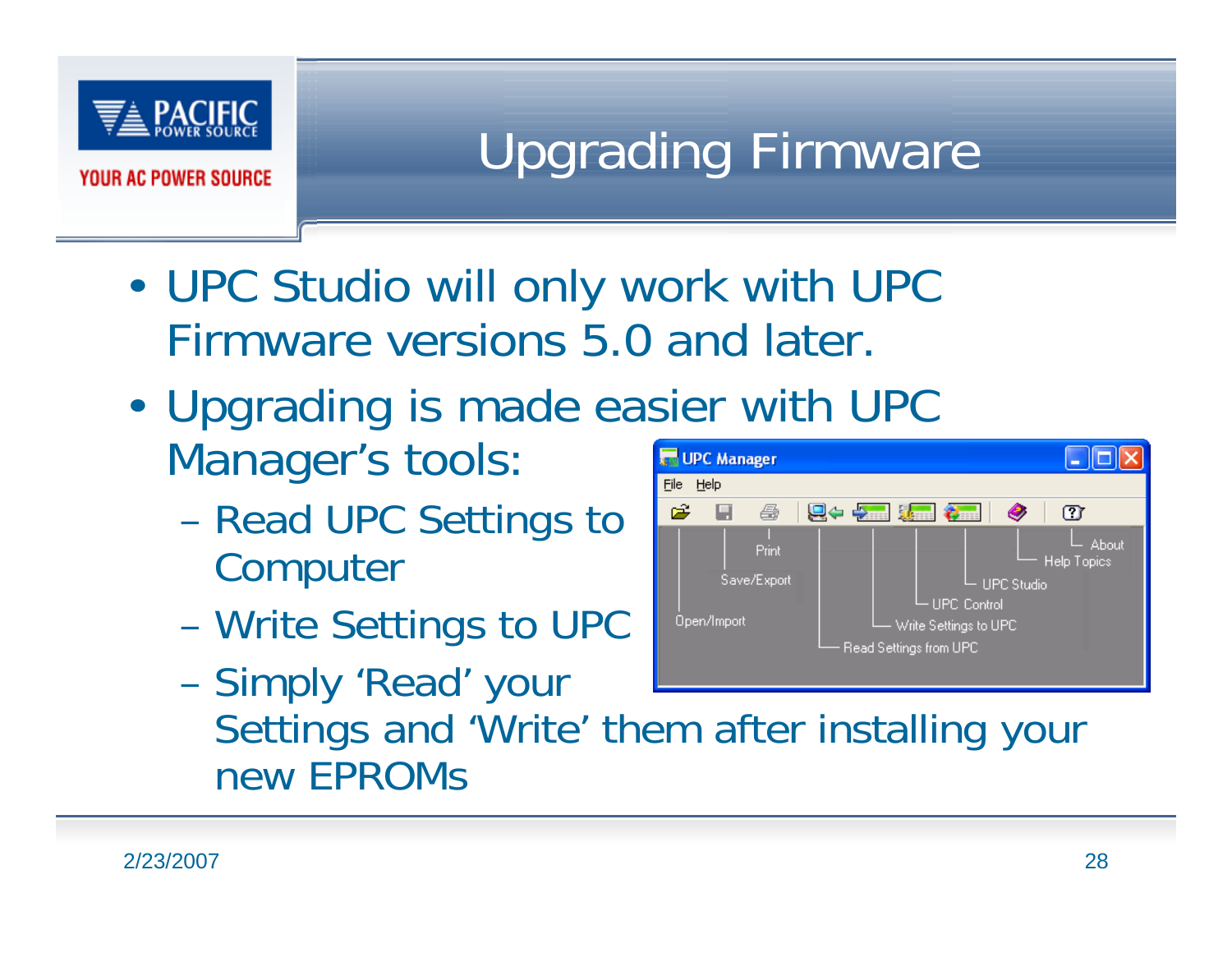# Upgrading Firmware

- UPC Studio will only work with UPC Firmware versions 5.0 and later.
- Upgrading is made easier with UPC Manager's tools:
  - Read UPC Settings to Computer
  - Write Settings to UPC
  - Simply 'Read' your Settings and 'Write' them after installing your new EPROMs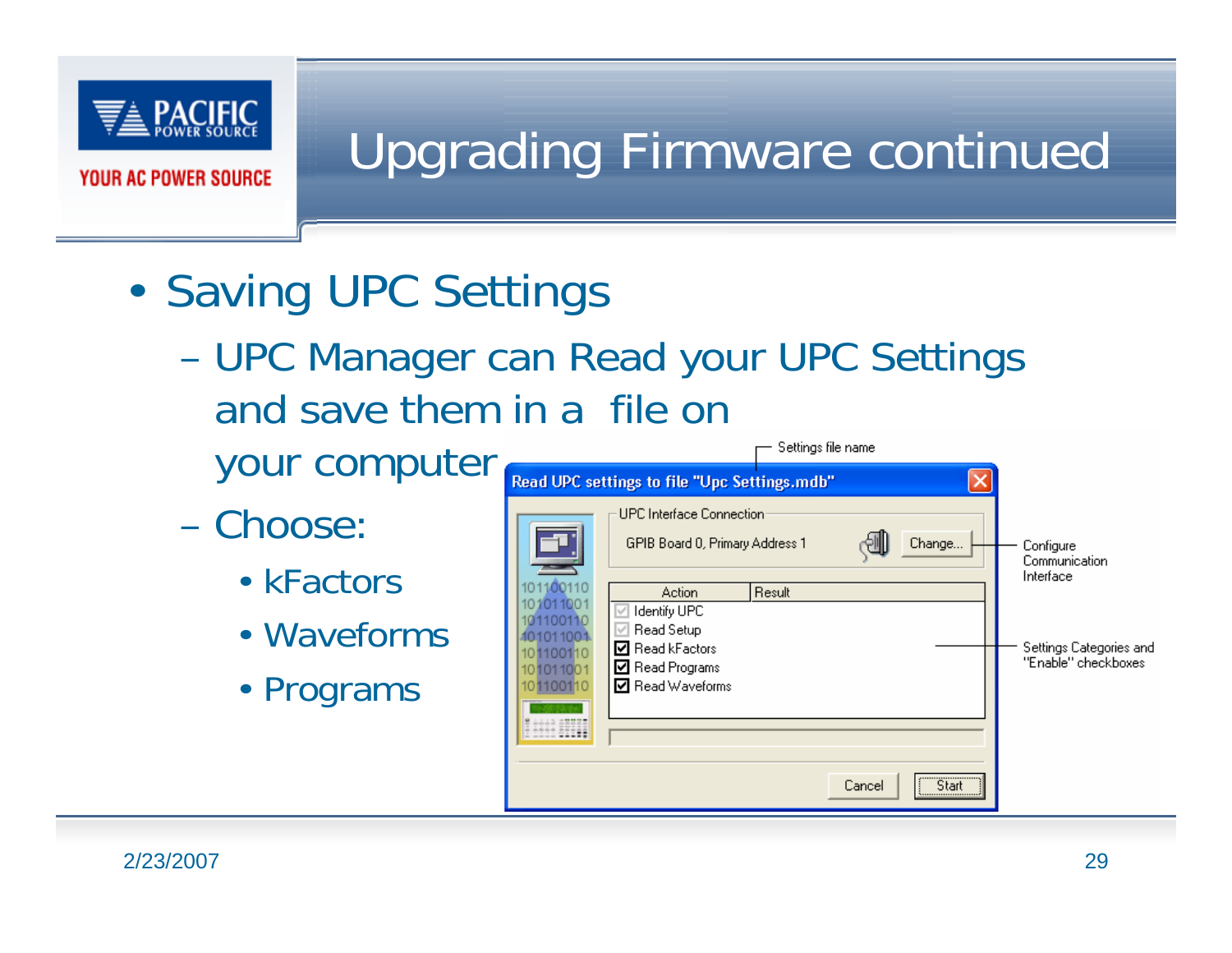# Upgrading Firmware continued

- Saving UPC Settings
  - UPC Manager can Read your UPC Settings and save them in a file on your computer
  - Choose:
    - kFactors
    - Waveforms
    - Programs

Settings file name

Read UPC settings to file "Upc Settings.mdb"

UPC Interface Connection

GPIB Board 0, Primary Address 1 Change...

Configure Communication Interface

| Action | Result |
|---|---|
| Identify UPC | |
| Read Setup | |
| Read kFactors | |
| Read Programs | |
| Read Waveforms | |

Settings Categories and "Enable" checkboxes

Cancel Start

2/23/2007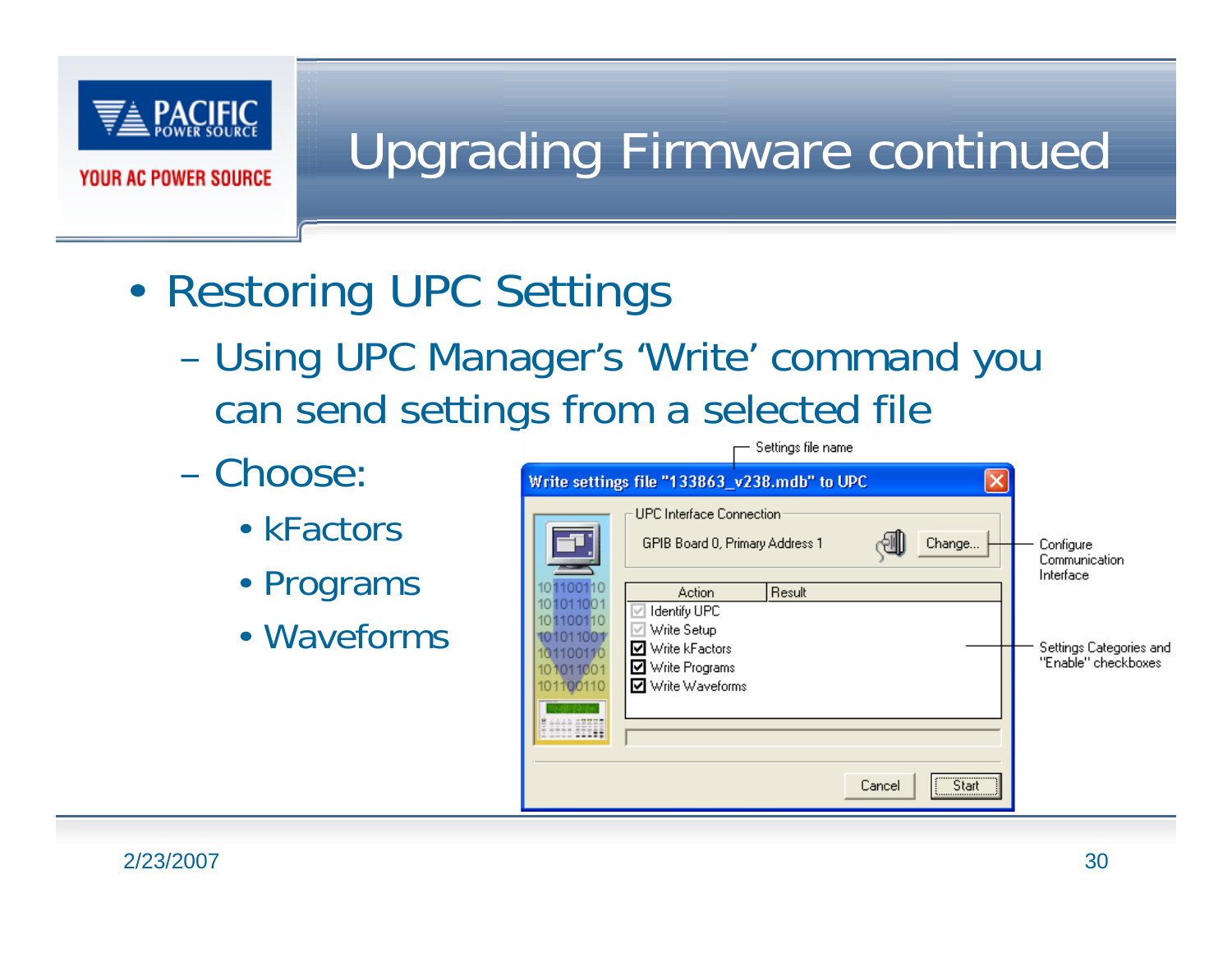# Upgrading Firmware continued

- Restoring UPC Settings
  - Using UPC Manager's 'Write' command you can send settings from a selected file
  - Choose:
    - kFactors
    - Programs
    - Waveforms

Settings file name

Write settings file "133863_v238.mdb" to UPC

UPC Interface Connection

GPIB Board 0, Primary Address 1

Change...

Configure Communication Interface

| Action | Result |
|---|---|
| Identify UPC | |
| Write Setup | |
| Write kFactors | |
| Write Programs | |
| Write Waveforms | |

Settings Categories and "Enable" checkboxes

Cancel  Start

2/23/2007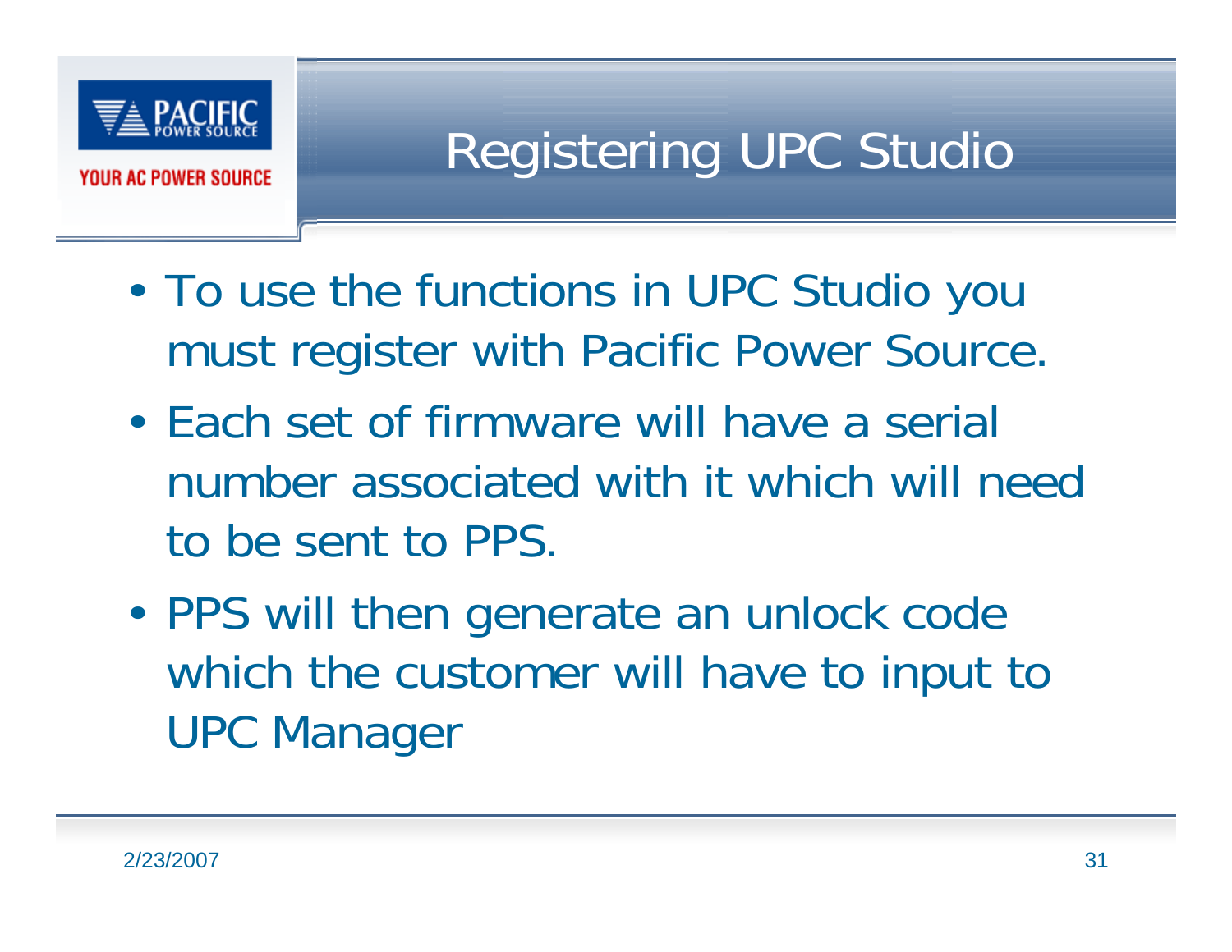# Registering UPC Studio

- To use the functions in UPC Studio you must register with Pacific Power Source.
- Each set of firmware will have a serial number associated with it which will need to be sent to PPS.
- PPS will then generate an unlock code which the customer will have to input to UPC Manager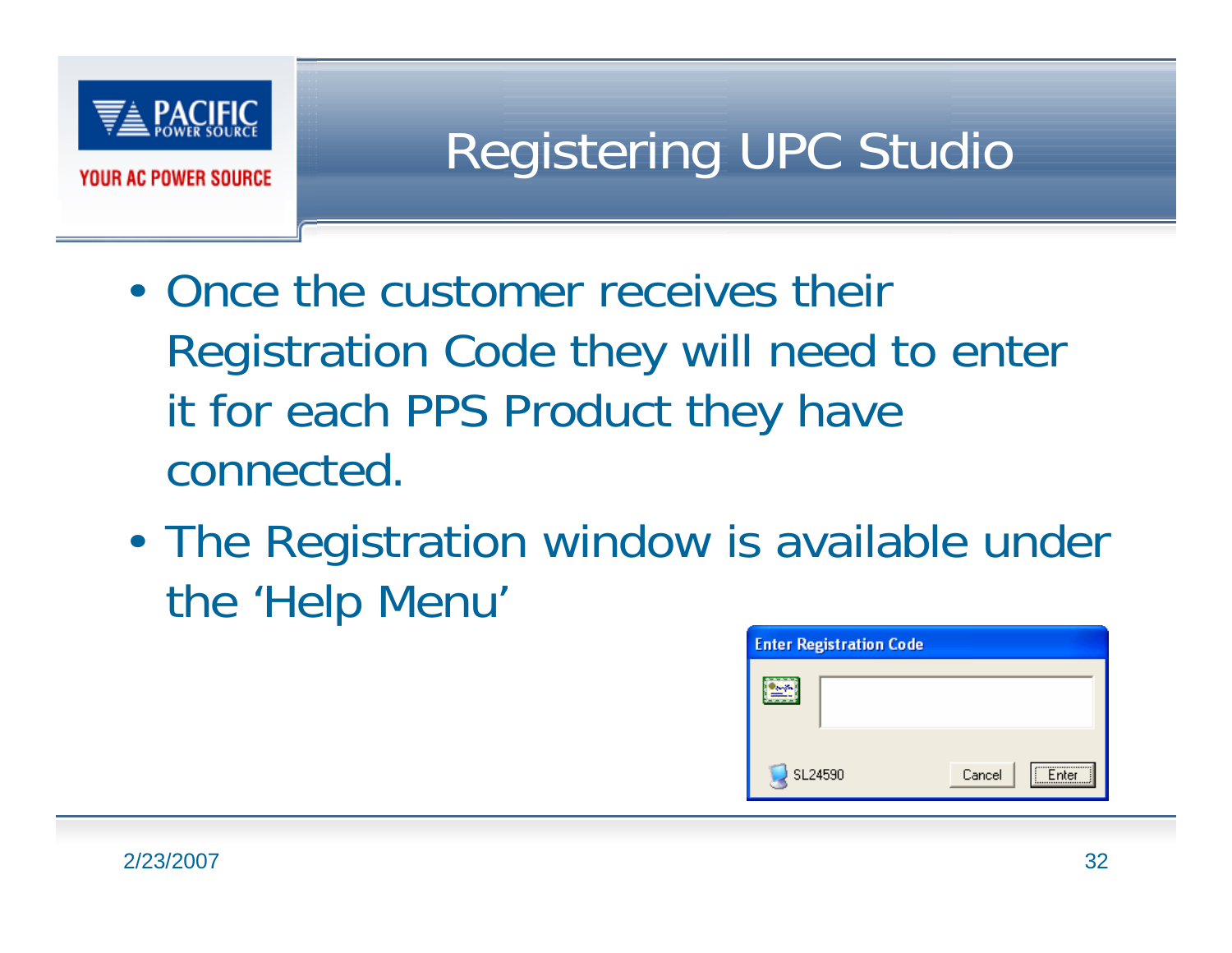# Registering UPC Studio

- Once the customer receives their Registration Code they will need to enter it for each PPS Product they have connected.
- The Registration window is available under the 'Help Menu'